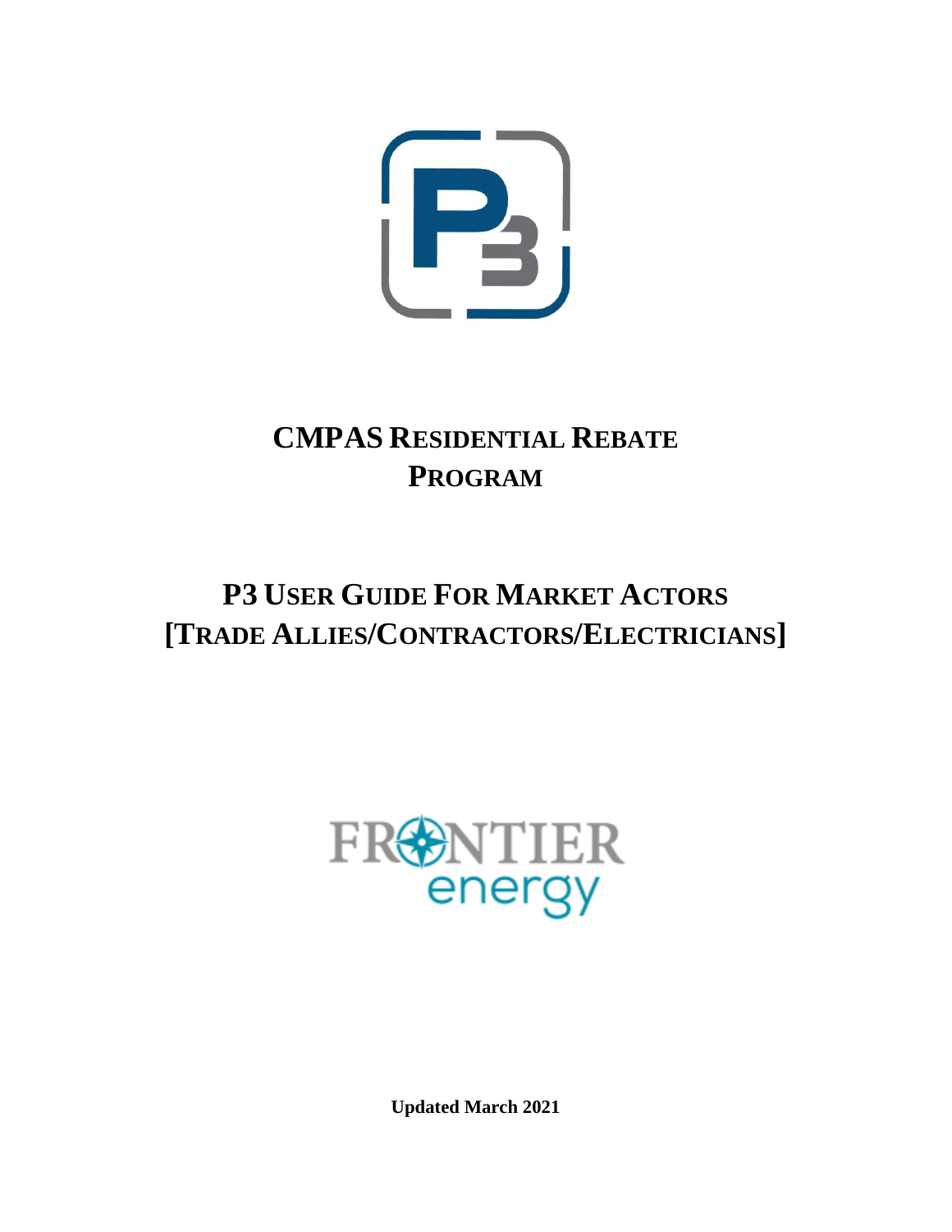# CMPAS Residential Rebate Program

# P3 User Guide For Market Actors [Trade Allies/Contractors/Electricians]

**Updated March 2021**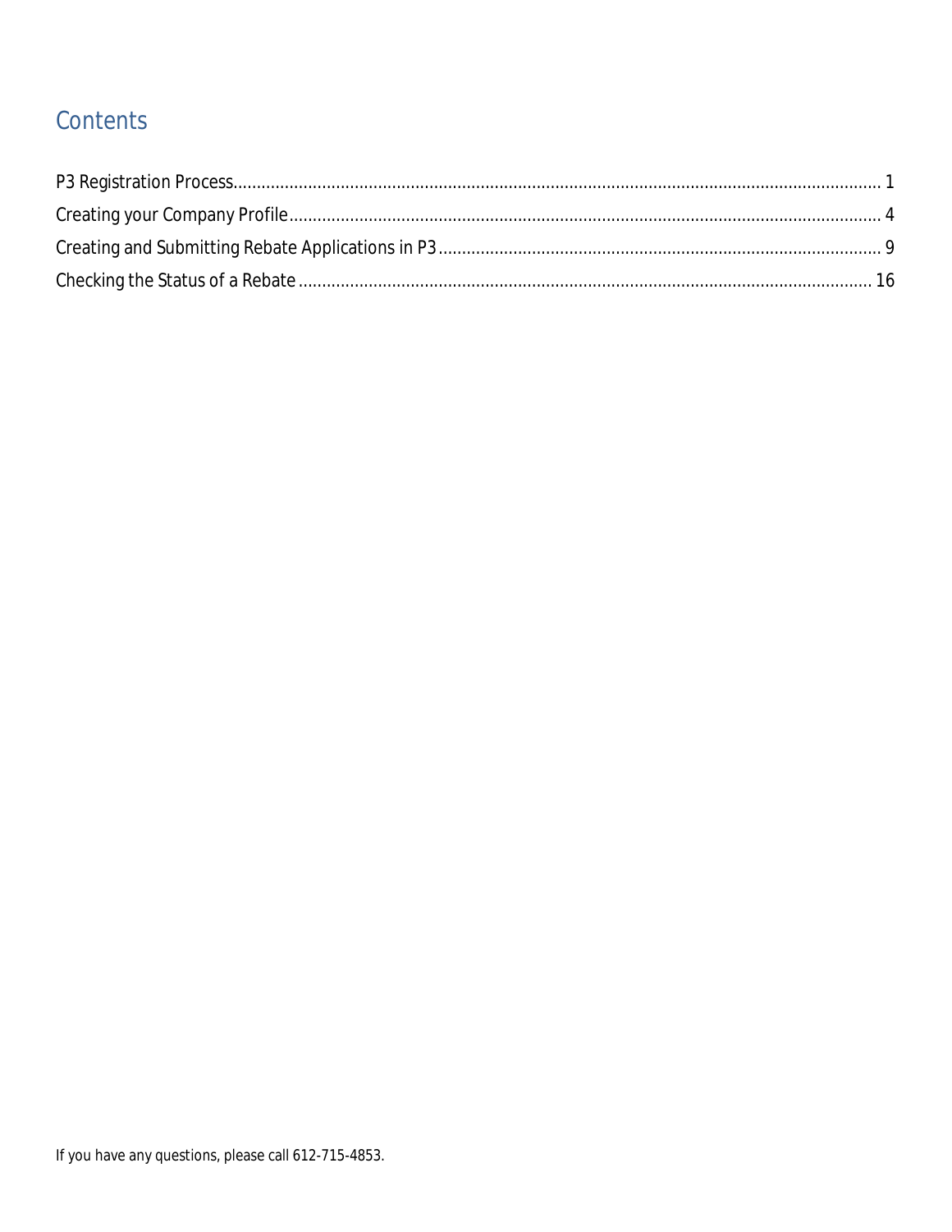# Contents

P3 Registration Process........................................................................................................................................ 1

Creating your Company Profile............................................................................................................................ 4

Creating and Submitting Rebate Applications in P3............................................................................................. 9

Checking the Status of a Rebate ........................................................................................................................ 16

If you have any questions, please call 612-715-4853.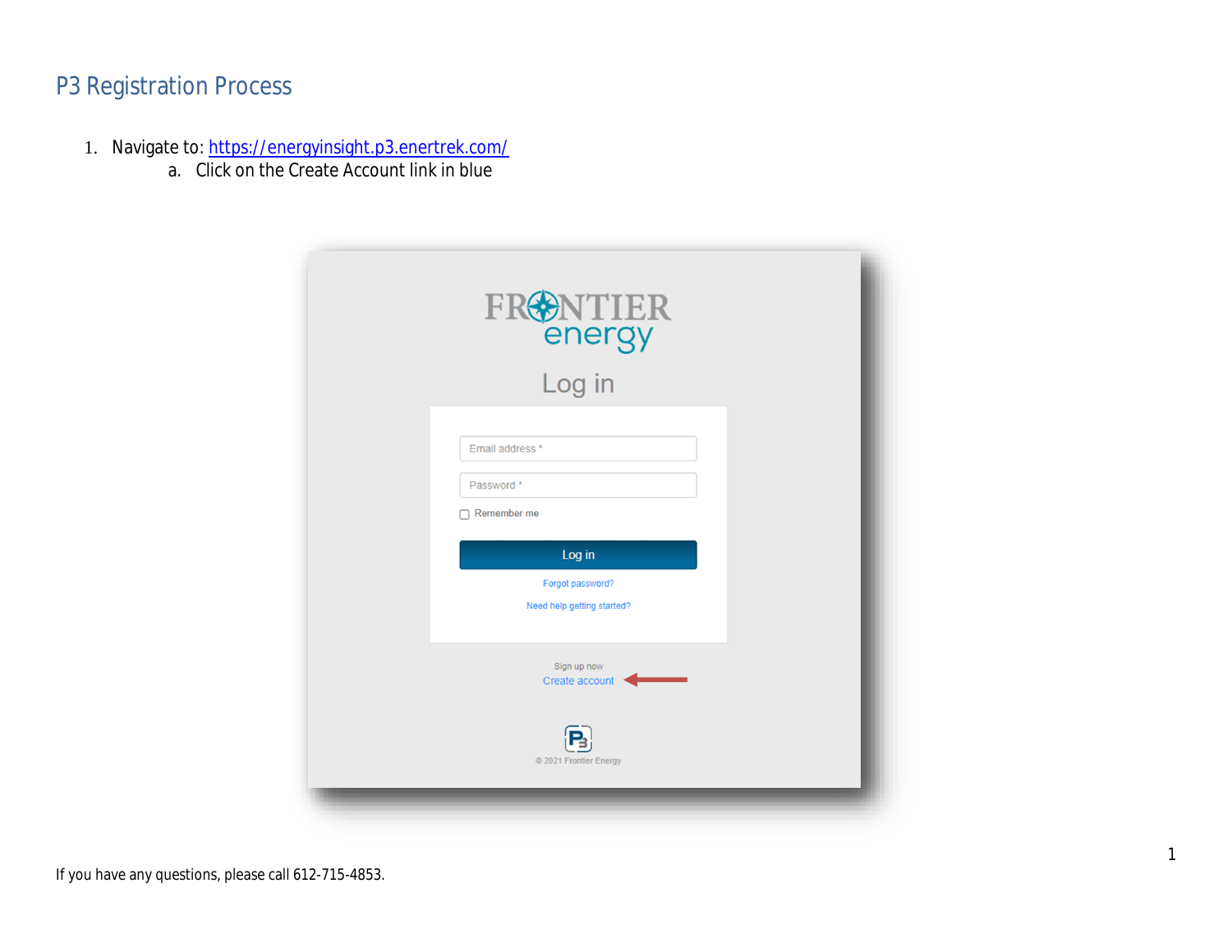# P3 Registration Process

1. Navigate to: [https://energyinsight.p3.enertrek.com/](https://energyinsight.p3.enertrek.com/)
   a. Click on the Create Account link in blue

If you have any questions, please call 612-715-4853.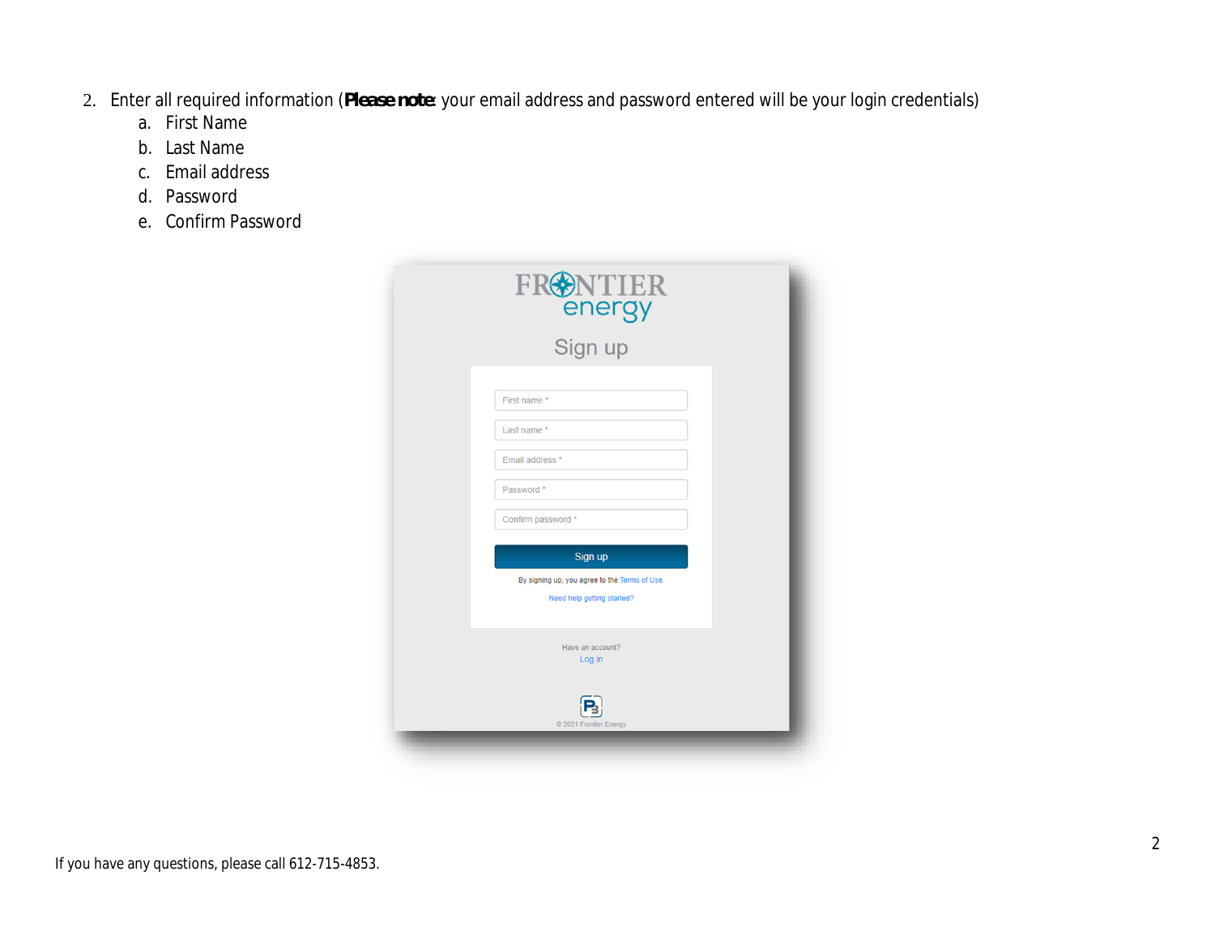2. Enter all required information (**Please note**: your email address and password entered will be your login credentials)
    a. First Name
    b. Last Name
    c. Email address
    d. Password
    e. Confirm Password

If you have any questions, please call 612-715-4853.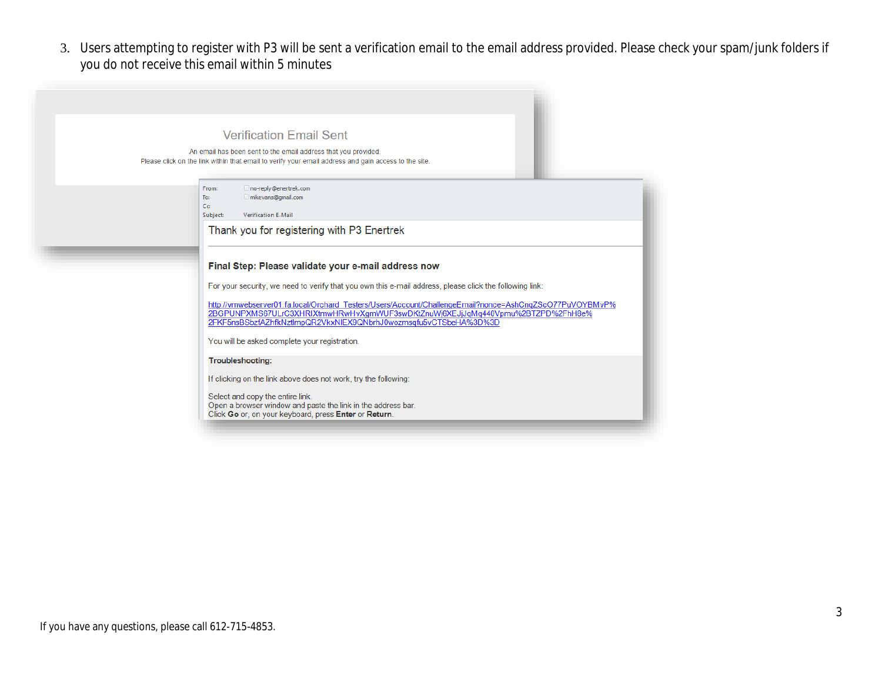3. Users attempting to register with P3 will be sent a verification email to the email address provided. Please check your spam/junk folders if you do not receive this email within 5 minutes

Verification Email Sent

An email has been sent to the email address that you provided.
Please click on the link within that email to verify your email address and gain access to the site.

From: no-reply@enertrek.com
To: mikevans@gmail.com
Cc:
Subject: Verification E-Mail

Thank you for registering with P3 Enertrek

**Final Step: Please validate your e-mail address now**

For your security, we need to verify that you own this e-mail address, please click the following link:

http://vmwebserver01.fa.local/Orchard_Testers/Users/Account/ChallengeEmail?nonce=AshCnqZScO77PuVOYBMvP%2BGPUNFXMS67ULrC3XHRIXtmwHRwHvXqmWUF3swDKtZnuWj6XEJjJqMq440Vpmu%2BTZPD%2FhH8e%2FKF5nsBSbzfAZhfkNztlmpQR2VkxNIEX9QNbrhJ0wozmsqfu5vCTSbeHA%3D%3D

You will be asked complete your registration.

**Troubleshooting:**

If clicking on the link above does not work, try the following:

Select and copy the entire link.
Open a browser window and paste the link in the address bar.
Click **Go** or, on your keyboard, press **Enter** or **Return**.

If you have any questions, please call 612-715-4853.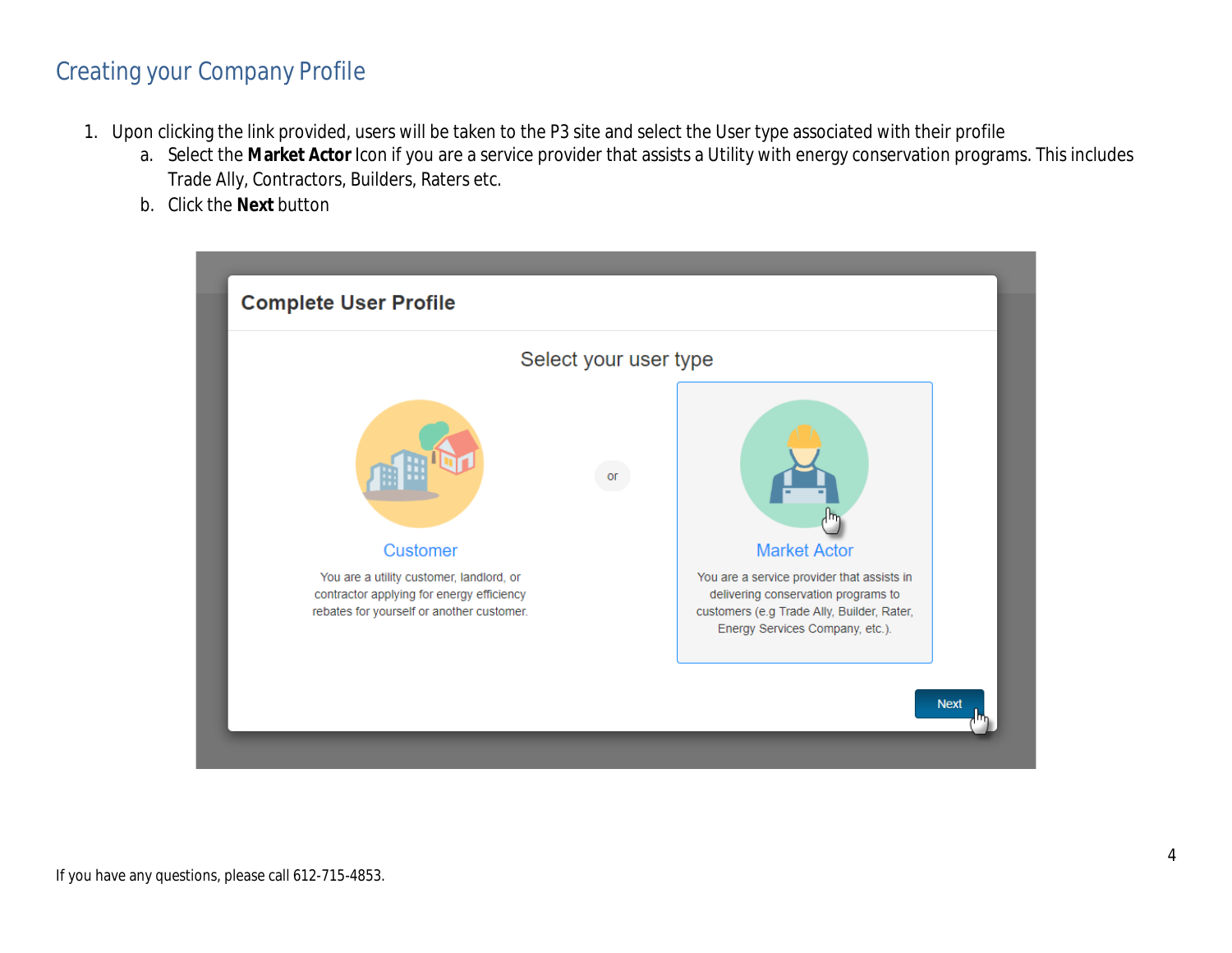## Creating your Company Profile

1. Upon clicking the link provided, users will be taken to the P3 site and select the User type associated with their profile
   a. Select the **Market Actor** Icon if you are a service provider that assists a Utility with energy conservation programs. This includes Trade Ally, Contractors, Builders, Raters etc.
   b. Click the **Next** button

If you have any questions, please call 612-715-4853.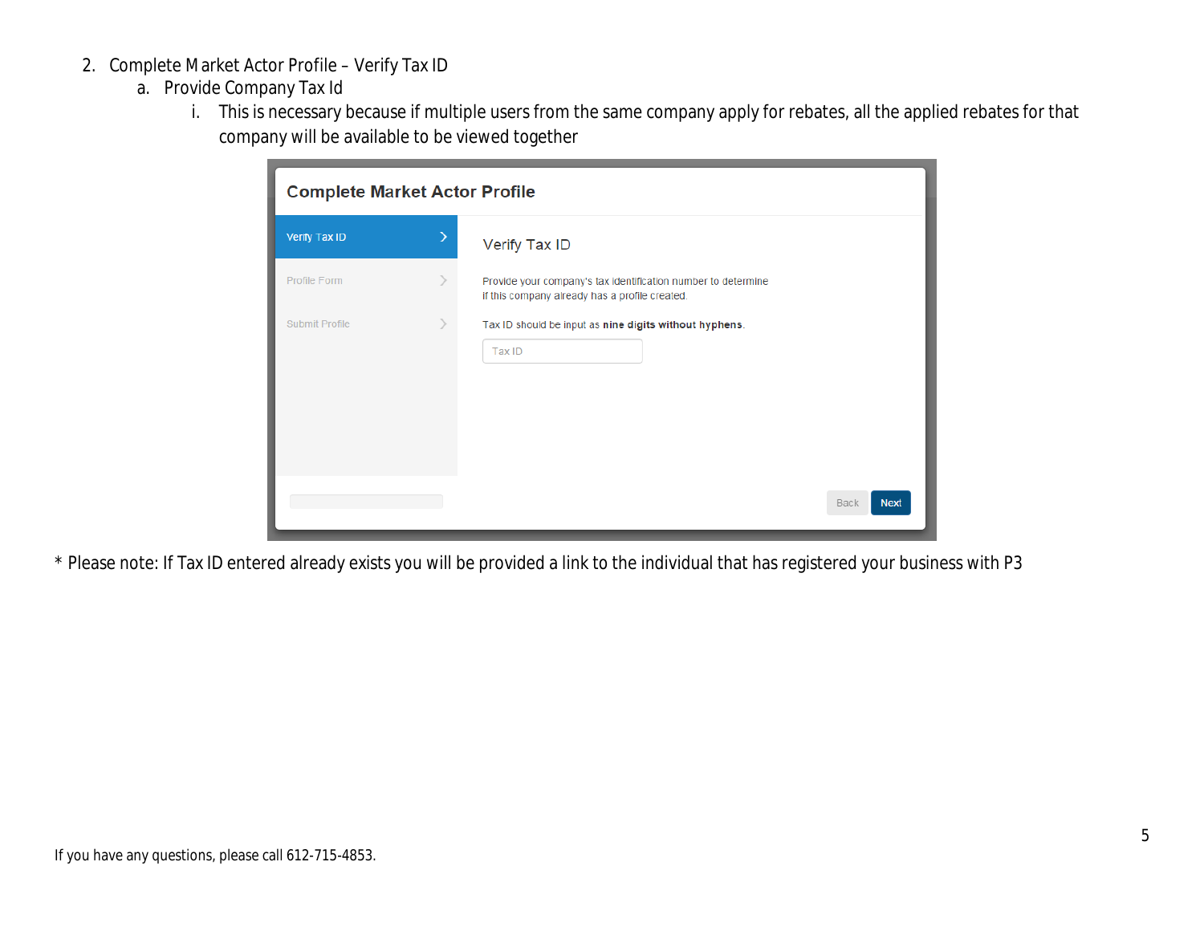2. Complete Market Actor Profile – Verify Tax ID
   a. Provide Company Tax Id
      i. This is necessary because if multiple users from the same company apply for rebates, all the applied rebates for that company will be available to be viewed together

**Complete Market Actor Profile**

- Verify Tax ID
- Profile Form
- Submit Profile

Verify Tax ID

Provide your company's tax identification number to determine if this company already has a profile created.

Tax ID should be input as **nine digits without hyphens**.

Tax ID

Back | Next

* Please note: If Tax ID entered already exists you will be provided a link to the individual that has registered your business with P3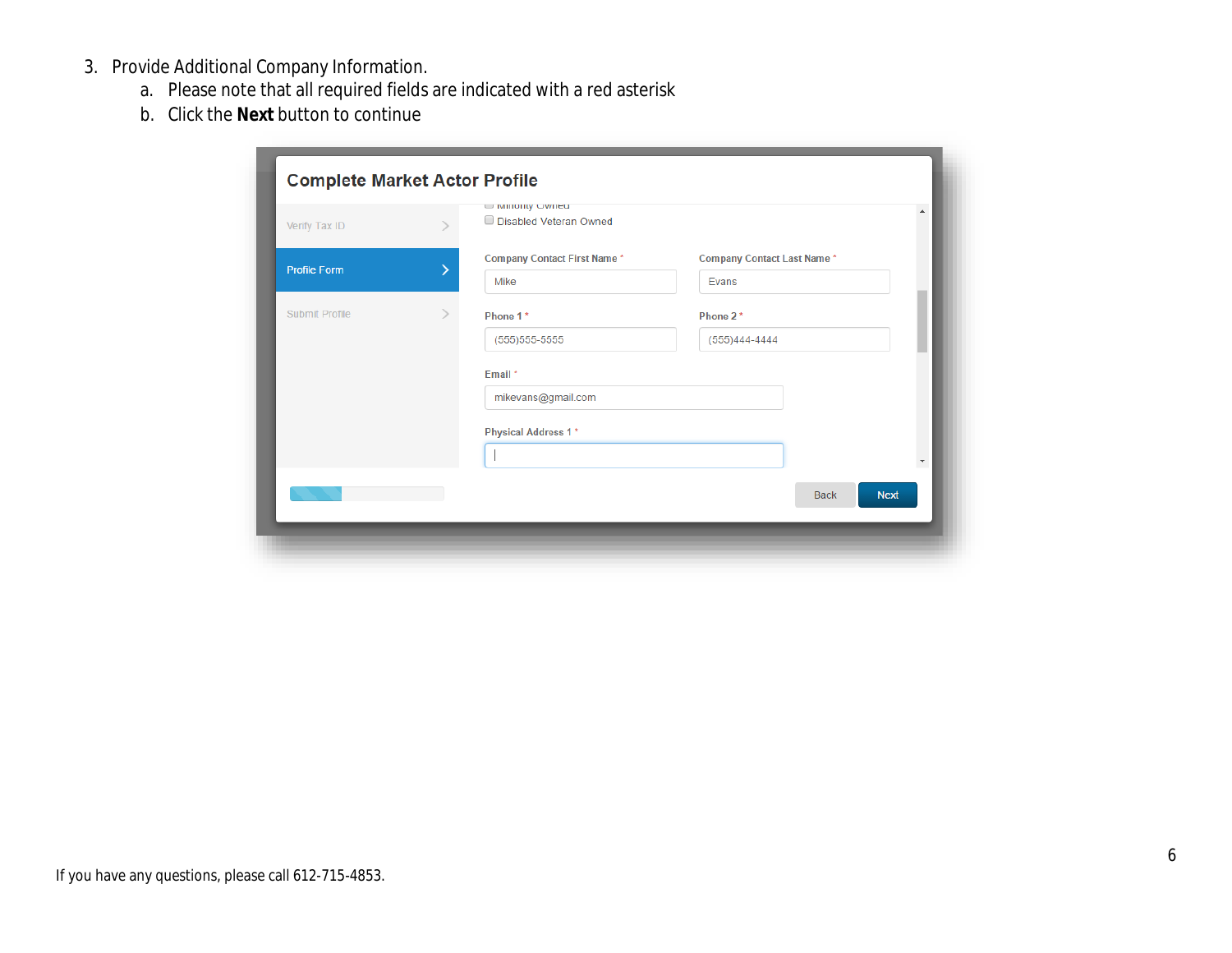3. Provide Additional Company Information.
   a. Please note that all required fields are indicated with a red asterisk
   b. Click the **Next** button to continue

Complete Market Actor Profile

Verify Tax ID

Profile Form

Submit Profile

Minority Owned

Disabled Veteran Owned

Company Contact First Name *

Mike

Company Contact Last Name *

Evans

Phone 1 *

(555)555-5555

Phone 2 *

(555)444-4444

Email *

mikevans@gmail.com

Physical Address 1 *

Back

Next

If you have any questions, please call 612-715-4853.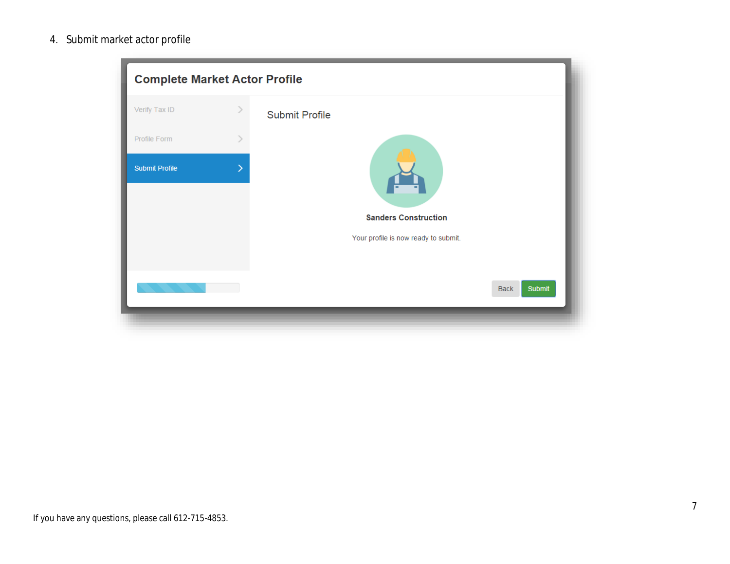4. Submit market actor profile

Complete Market Actor Profile

Verify Tax ID

Profile Form

Submit Profile

Submit Profile

Sanders Construction

Your profile is now ready to submit.

Back Submit

If you have any questions, please call 612-715-4853.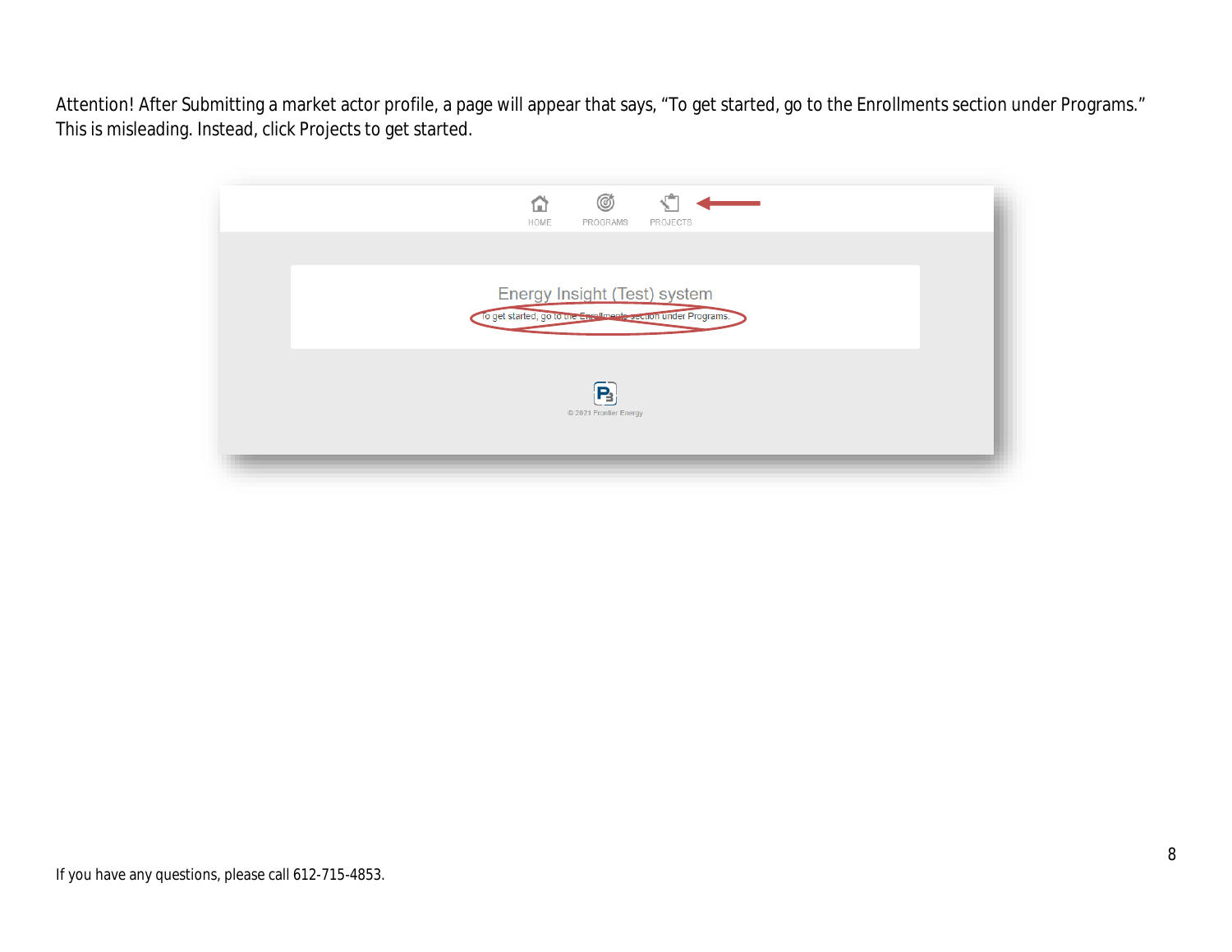Attention! After Submitting a market actor profile, a page will appear that says, "To get started, go to the Enrollments section under Programs." This is misleading. Instead, click Projects to get started.

If you have any questions, please call 612-715-4853.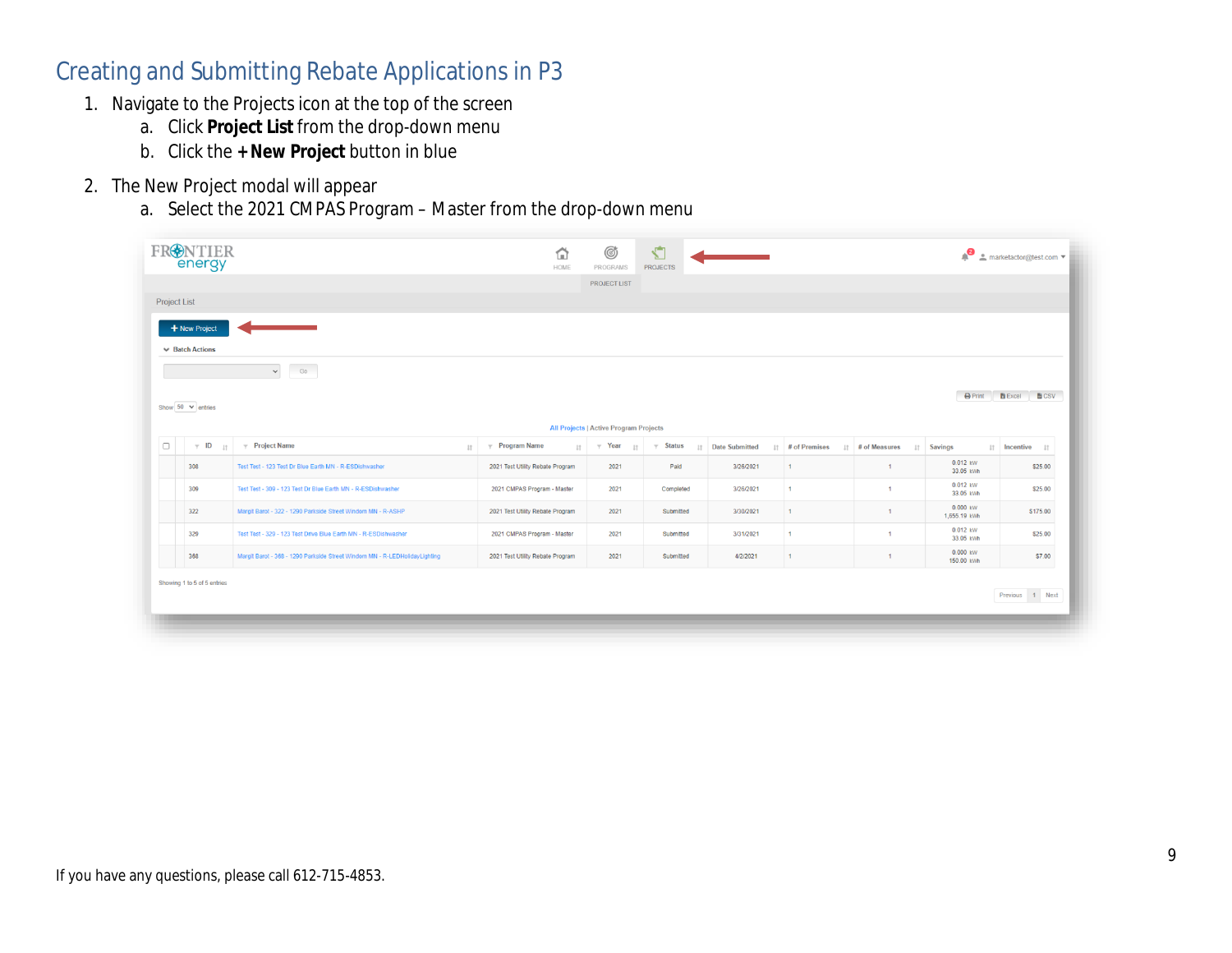# Creating and Submitting Rebate Applications in P3

1. Navigate to the Projects icon at the top of the screen
   a. Click **Project List** from the drop-down menu
   b. Click the **+ New Project** button in blue
2. The New Project modal will appear
   a. Select the 2021 CMPAS Program – Master from the drop-down menu

If you have any questions, please call 612-715-4853.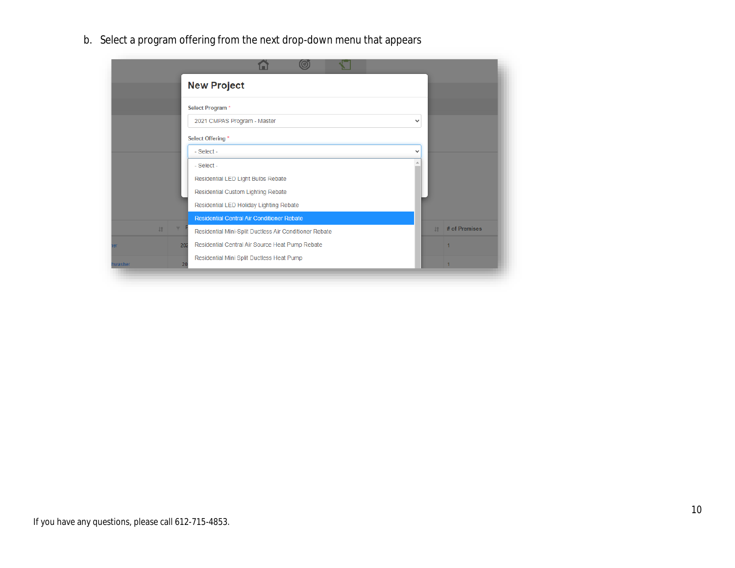b. Select a program offering from the next drop-down menu that appears

New Project

Select Program *

2021 CMPAS Program - Master

Select Offering *

- Select -

- Select -
Residential LED Light Bulbs Rebate
Residential Custom Lighting Rebate
Residential LED Holiday Lighting Rebate
Residential Central Air Conditioner Rebate
Residential Mini-Split Ductless Air Conditioner Rebate
Residential Central Air Source Heat Pump Rebate
Residential Mini Split Ductless Heat Pump

If you have any questions, please call 612-715-4853.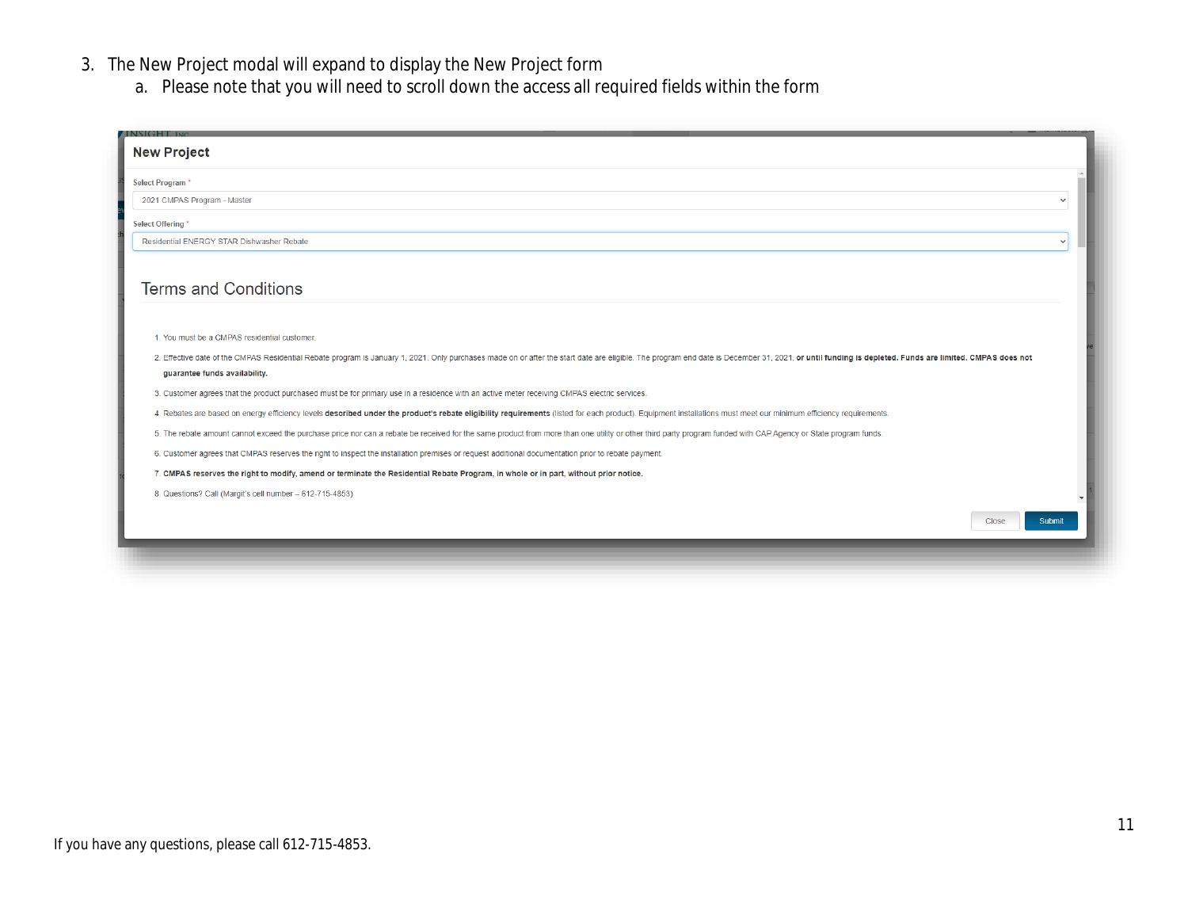3. The New Project modal will expand to display the New Project form
   a. Please note that you will need to scroll down the access all required fields within the form

**New Project**

Select Program *

2021 CMPAS Program - Master

Select Offering *

Residential ENERGY STAR Dishwasher Rebate

## Terms and Conditions

1. You must be a CMPAS residential customer.
2. Effective date of the CMPAS Residential Rebate program is January 1, 2021. Only purchases made on or after the start date are eligible. The program end date is December 31, 2021, **or until funding is depleted. Funds are limited. CMPAS does not guarantee funds availability.**
3. Customer agrees that the product purchased must be for primary use in a residence with an active meter receiving CMPAS electric services.
4. Rebates are based on energy efficiency levels **described under the product's rebate eligibility requirements** (listed for each product). Equipment installations must meet our minimum efficiency requirements.
5. The rebate amount cannot exceed the purchase price nor can a rebate be received for the same product from more than one utility or other third party program funded with CAP Agency or State program funds.
6. Customer agrees that CMPAS reserves the right to inspect the installation premises or request additional documentation prior to rebate payment.
7. **CMPAS reserves the right to modify, amend or terminate the Residential Rebate Program, in whole or in part, without prior notice.**
8. Questions? Call (Margit's cell number – 612-715-4853)

Close | Submit

If you have any questions, please call 612-715-4853.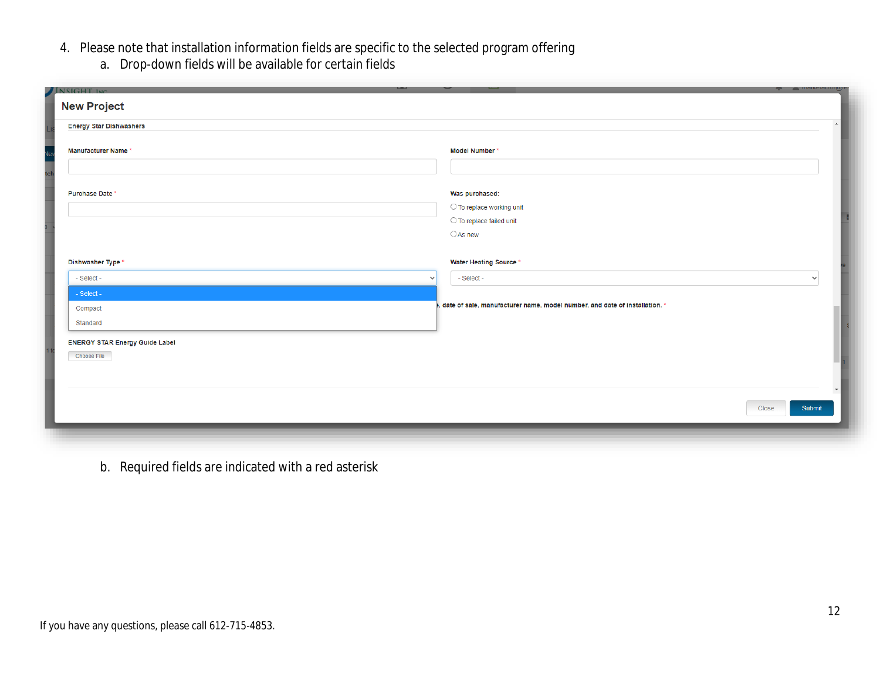4. Please note that installation information fields are specific to the selected program offering
    a. Drop-down fields will be available for certain fields

**New Project**

Energy Star Dishwashers

Manufacturer Name *

Model Number *

Purchase Date *

Was purchased:

- To replace working unit
- To replace failed unit
- As new

Dishwasher Type *

- Select -

- Select -
Compact
Standard

Water Heating Source *

- Select -

, date of sale, manufacturer name, model number, and date of installation. *

ENERGY STAR Energy Guide Label

Choose File

Close Submit

    b. Required fields are indicated with a red asterisk

If you have any questions, please call 612-715-4853.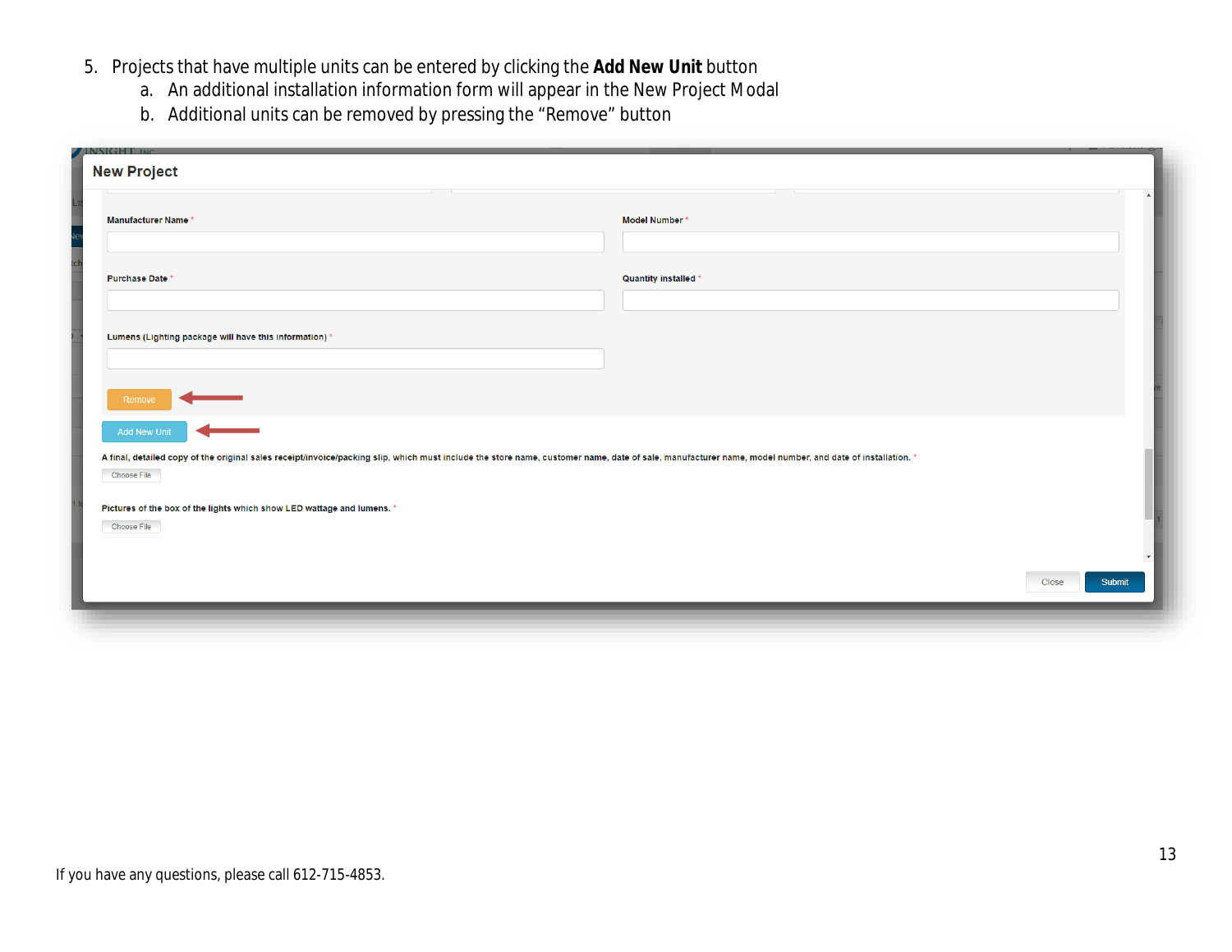5. Projects that have multiple units can be entered by clicking the **Add New Unit** button
   a. An additional installation information form will appear in the New Project Modal
   b. Additional units can be removed by pressing the “Remove” button

**New Project**

Manufacturer Name *

Model Number *

Purchase Date *

Quantity installed *

Lumens (Lighting package will have this information) *

Remove

Add New Unit

A final, detailed copy of the original sales receipt/invoice/packing slip, which must include the store name, customer name, date of sale, manufacturer name, model number, and date of installation. *

Choose File

Pictures of the box of the lights which show LED wattage and lumens. *

Choose File

Close | Submit

If you have any questions, please call 612-715-4853.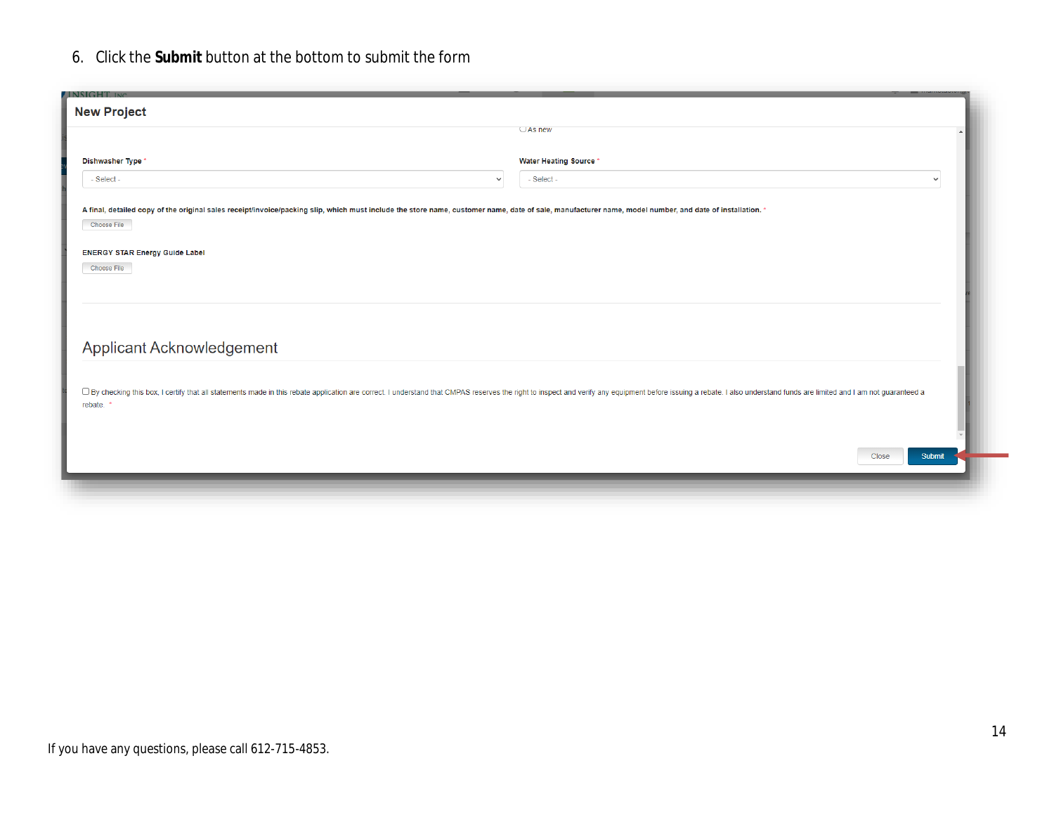6. Click the **Submit** button at the bottom to submit the form

New Project

As new

Dishwasher Type *

- Select -

Water Heating Source *

- Select -

A final, detailed copy of the original sales receipt/invoice/packing slip, which must include the store name, customer name, date of sale, manufacturer name, model number, and date of installation. *

Choose File

ENERGY STAR Energy Guide Label

Choose File

Applicant Acknowledgement

By checking this box, I certify that all statements made in this rebate application are correct. I understand that CMPAS reserves the right to inspect and verify any equipment before issuing a rebate. I also understand funds are limited and I am not guaranteed a rebate. *

Close

Submit

If you have any questions, please call 612-715-4853.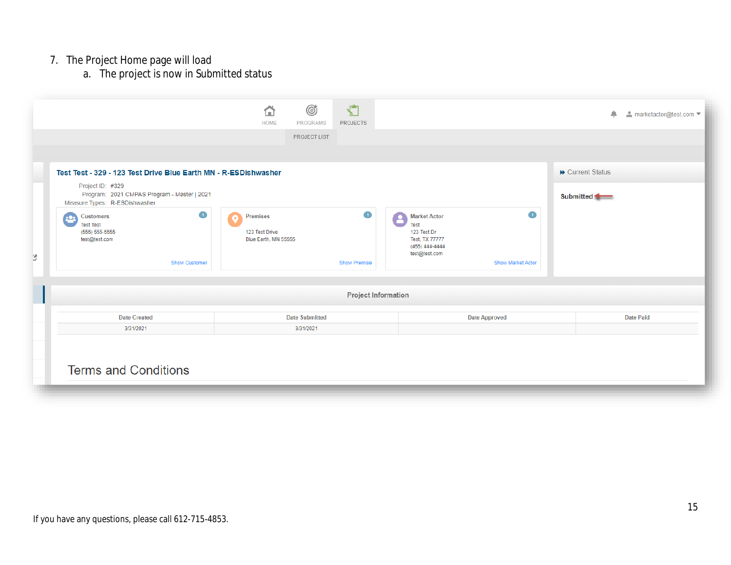7. The Project Home page will load
    a. The project is now in Submitted status

HOME   PROGRAMS   PROJECTS

marketactor@test.com

PROJECT LIST

**Test Test - 329 - 123 Test Drive Blue Earth MN - R-ESDishwasher**

Project ID: #329
Program: 2021 CMPAS Program - Master | 2021
Measure Types: R-ESDishwasher

**Customers**
Test Test
(555) 555-5555
test@test.com
Show Customer

**Premises**
123 Test Drive
Blue Earth, MN 55555
Show Premise

**Market Actor**
Test
123 Test Dr
Test, TX 77777
(455) 444-4444
test@test.com
Show Market Actor

Current Status

**Submitted**

**Project Information**

| Date Created | Date Submitted | Date Approved | Date Paid |
|---|---|---|---|
| 3/31/2021 | 3/31/2021 | | |

Terms and Conditions

If you have any questions, please call 612-715-4853.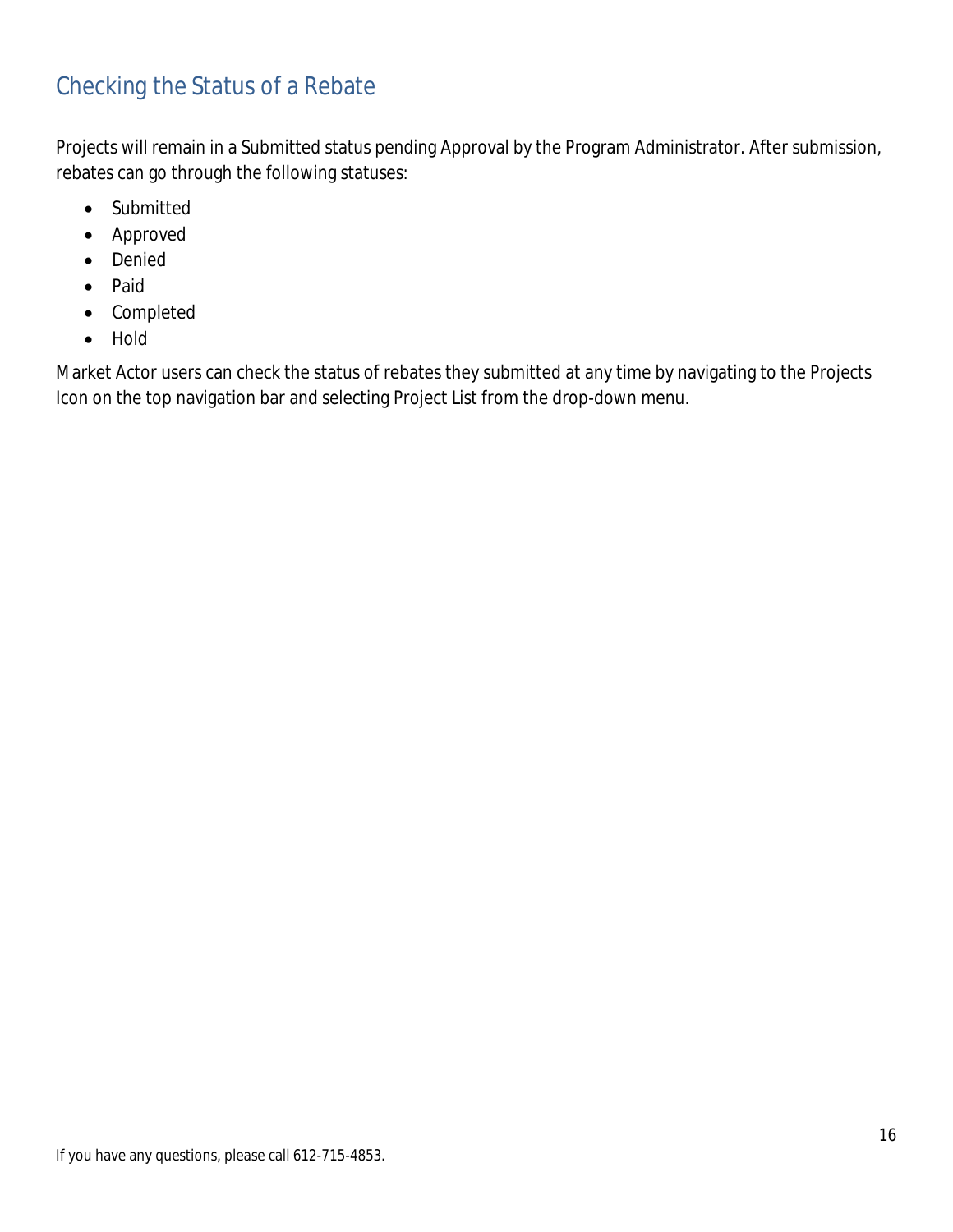## Checking the Status of a Rebate

Projects will remain in a Submitted status pending Approval by the Program Administrator. After submission, rebates can go through the following statuses:

- Submitted
- Approved
- Denied
- Paid
- Completed
- Hold

Market Actor users can check the status of rebates they submitted at any time by navigating to the Projects Icon on the top navigation bar and selecting Project List from the drop-down menu.